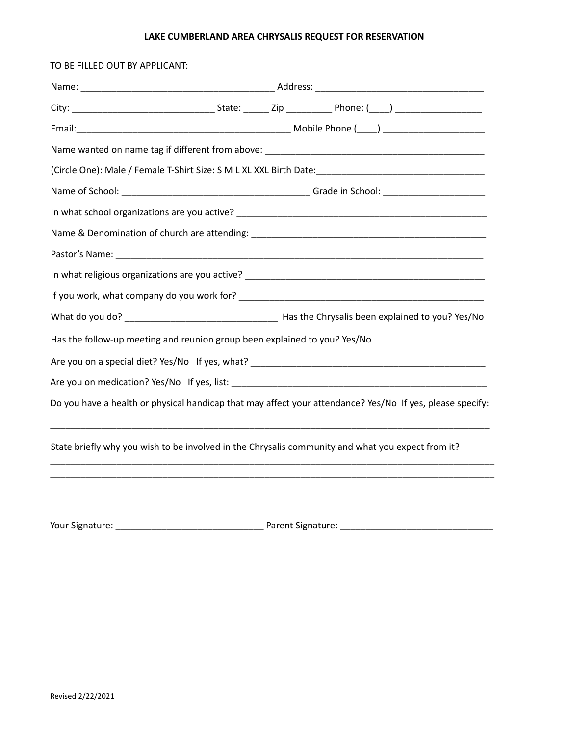# LAKE CUMBERLAND AREA CHRYSALIS REQUEST FOR RESERVATION

TO BE FILLED OUT BY APPLICANT:

Name: ______________________________________ Address: ________________________________

City: ____________________________ State: _____ Zip _________ Phone: (____) _________________

Email:__________________________________________ Mobile Phone (____) ____________________

Name wanted on name tag if different from above: ____________________________________________

(Circle One): Male / Female T-Shirt Size: S M L XL XXL Birth Date:_________________________________

Name of School: _____________________________________ Grade in School: ____________________

In what school organizations are you active? __________________________________________________

Name & Denomination of church are attending: _______________________________________________

Pastor's Name: __________________________________________________________________________

In what religious organizations are you active? _______________________________________________

If you work, what company do you work for? _________________________________________________

What do you do? _____________________________ Has the Chrysalis been explained to you? Yes/No

Has the follow-up meeting and reunion group been explained to you? Yes/No

Are you on a special diet? Yes/No If yes, what? _______________________________________________

Are you on medication? Yes/No If yes, list: ___________________________________________________

Do you have a health or physical handicap that may affect your attendance? Yes/No If yes, please specify:

___________________________________________________________________________________________

State briefly why you wish to be involved in the Chrysalis community and what you expect from it?

___________________________________________________________________________________________
___________________________________________________________________________________________

Your Signature: _____________________________ Parent Signature: ______________________________

Revised 2/22/2021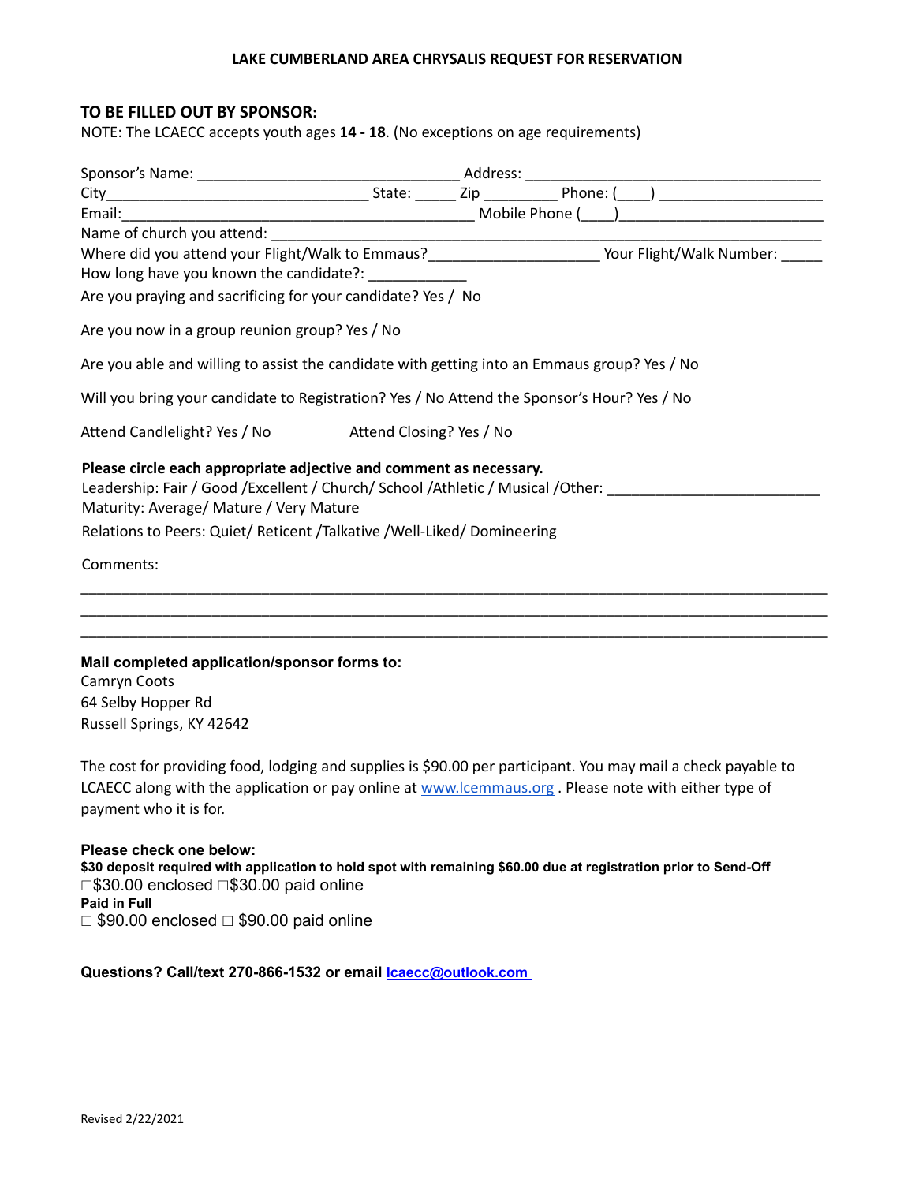# LAKE CUMBERLAND AREA CHRYSALIS REQUEST FOR RESERVATION

## TO BE FILLED OUT BY SPONSOR:

NOTE: The LCAECC accepts youth ages **14 - 18**. (No exceptions on age requirements)

Sponsor's Name: _______________________________ Address: ___________________________________

City______________________________ State: _____ Zip _________ Phone: (____) ____________________

Email:____________________________________________ Mobile Phone (____)________________________

Name of church you attend: ________________________________________________________________

Where did you attend your Flight/Walk to Emmaus?____________________ Your Flight/Walk Number: _____

How long have you known the candidate?: ____________

Are you praying and sacrificing for your candidate? Yes / No

Are you now in a group reunion group? Yes / No

Are you able and willing to assist the candidate with getting into an Emmaus group? Yes / No

Will you bring your candidate to Registration? Yes / No Attend the Sponsor's Hour? Yes / No

Attend Candlelight? Yes / No Attend Closing? Yes / No

**Please circle each appropriate adjective and comment as necessary.**

Leadership: Fair / Good /Excellent / Church/ School /Athletic / Musical /Other: _________________________

Maturity: Average/ Mature / Very Mature

Relations to Peers: Quiet/ Reticent /Talkative /Well-Liked/ Domineering

Comments:

_______________________________________________________________________________________

_______________________________________________________________________________________

_______________________________________________________________________________________

**Mail completed application/sponsor forms to:**

Camryn Coots
64 Selby Hopper Rd
Russell Springs, KY 42642

The cost for providing food, lodging and supplies is $90.00 per participant. You may mail a check payable to LCAECC along with the application or pay online at www.lcemmaus.org . Please note with either type of payment who it is for.

**Please check one below:**

**$30 deposit required with application to hold spot with remaining $60.00 due at registration prior to Send-Off**

□$30.00 enclosed □$30.00 paid online

**Paid in Full**

□ $90.00 enclosed □ $90.00 paid online

**Questions? Call/text 270-866-1532 or email lcaecc@outlook.com**

Revised 2/22/2021